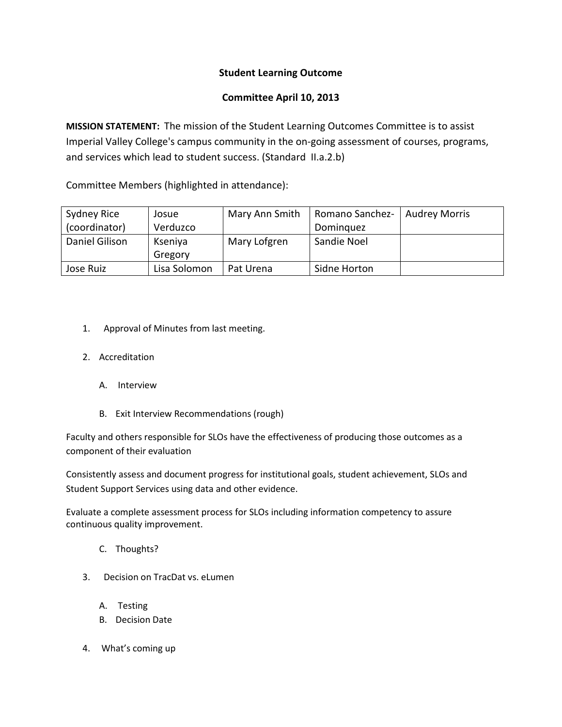# Student Learning Outcome

## Committee April 10, 2013

**MISSION STATEMENT:** The mission of the Student Learning Outcomes Committee is to assist Imperial Valley College's campus community in the on-going assessment of courses, programs, and services which lead to student success. (Standard II.a.2.b)

Committee Members (highlighted in attendance):

| Sydney Rice (coordinator) | Josue Verduzco | Mary Ann Smith | Romano Sanchez-Dominquez | Audrey Morris |
|---|---|---|---|---|
| Daniel Gilison | Kseniya Gregory | Mary Lofgren | Sandie Noel | |
| Jose Ruiz | Lisa Solomon | Pat Urena | Sidne Horton | |

1. Approval of Minutes from last meeting.

2. Accreditation

   A. Interview

   B. Exit Interview Recommendations (rough)

Faculty and others responsible for SLOs have the effectiveness of producing those outcomes as a component of their evaluation

Consistently assess and document progress for institutional goals, student achievement, SLOs and Student Support Services using data and other evidence.

Evaluate a complete assessment process for SLOs including information competency to assure continuous quality improvement.

   C. Thoughts?

3. Decision on TracDat vs. eLumen

   A. Testing
   B. Decision Date

4. What's coming up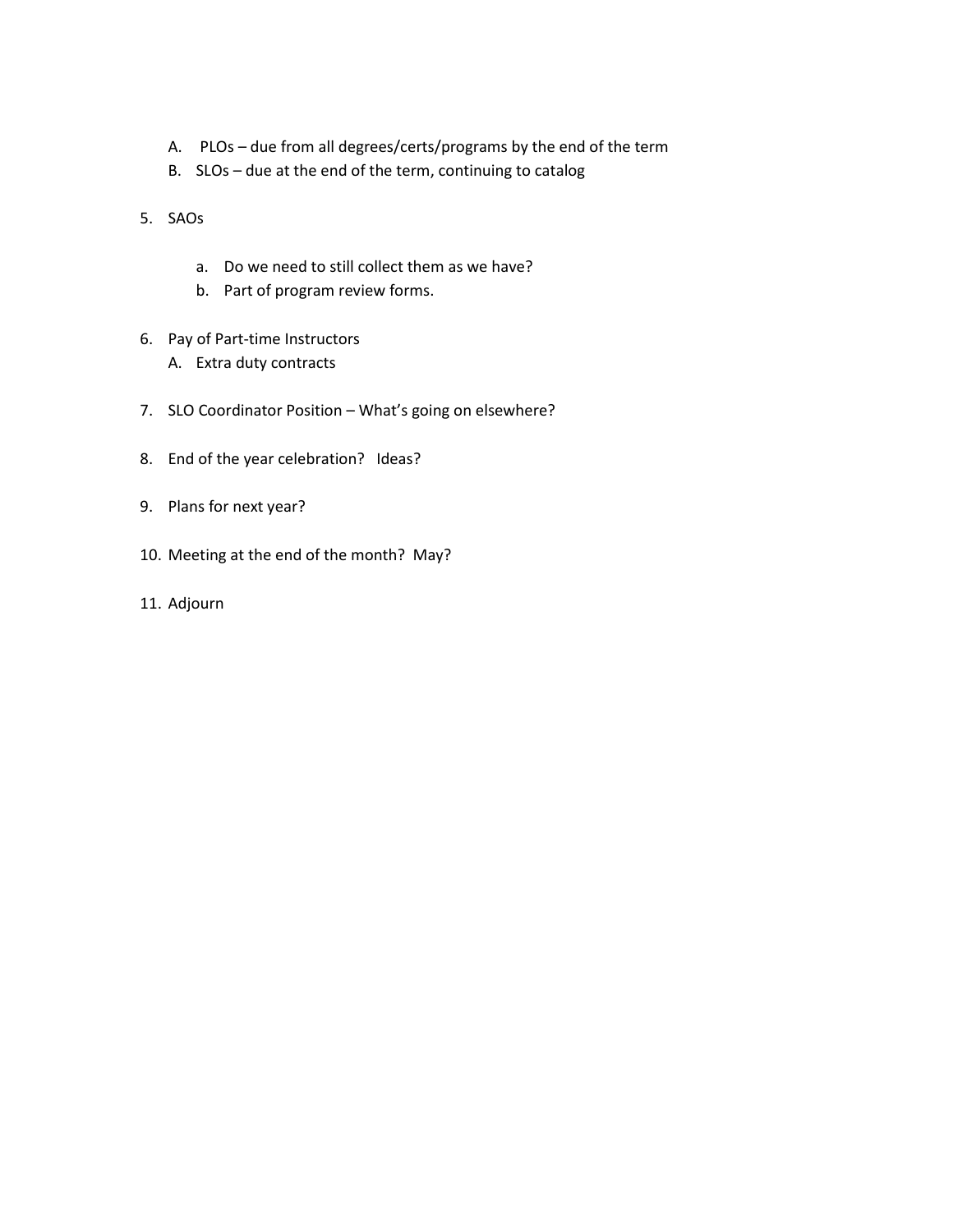A. PLOs – due from all degrees/certs/programs by the end of the term
   B. SLOs – due at the end of the term, continuing to catalog

5. SAOs

   a. Do we need to still collect them as we have?
   b. Part of program review forms.

6. Pay of Part-time Instructors
   A. Extra duty contracts

7. SLO Coordinator Position – What's going on elsewhere?

8. End of the year celebration? Ideas?

9. Plans for next year?

10. Meeting at the end of the month? May?

11. Adjourn